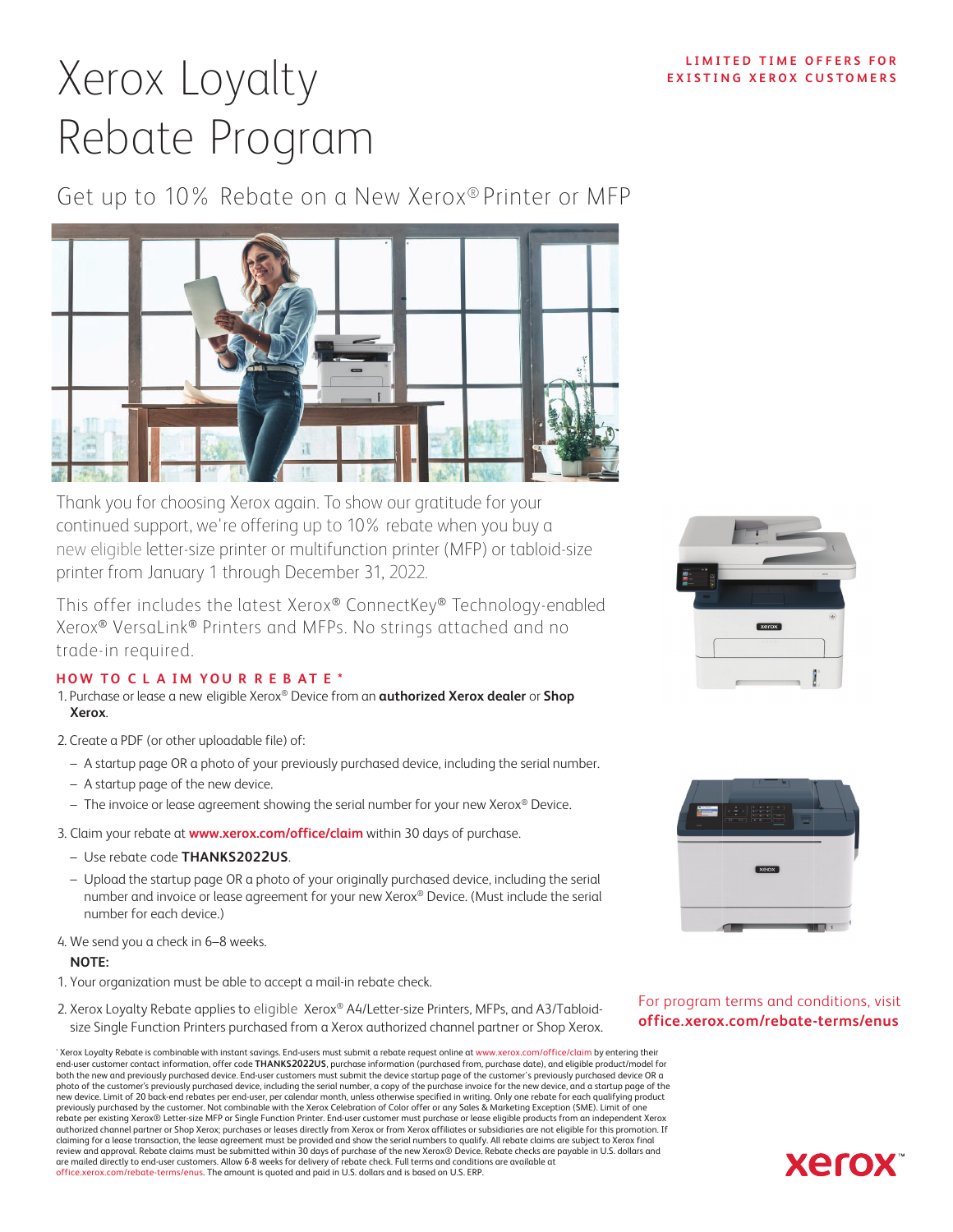# Xerox Loyalty Rebate Program

**LIMITED TIME OFFERS FOR EXISTING XEROX CUSTOMERS**

## Get up to 10% Rebate on a New Xerox® Printer or MFP

Thank you for choosing Xerox again. To show our gratitude for your continued support, we're offering up to 10% rebate when you buy a new eligible letter-size printer or multifunction printer (MFP) or tabloid-size printer from January 1 through December 31, 2022.

This offer includes the latest Xerox® ConnectKey® Technology-enabled Xerox® VersaLink® Printers and MFPs. No strings attached and no trade-in required.

### HOW TO CLAIM YOUR REBATE*

1. Purchase or lease a new eligible Xerox® Device from an **authorized Xerox dealer** or **Shop Xerox**.
2. Create a PDF (or other uploadable file) of:
   - A startup page OR a photo of your previously purchased device, including the serial number.
   - A startup page of the new device.
   - The invoice or lease agreement showing the serial number for your new Xerox® Device.
3. Claim your rebate at **www.xerox.com/office/claim** within 30 days of purchase.
   - Use rebate code **THANKS2022US**.
   - Upload the startup page OR a photo of your originally purchased device, including the serial number and invoice or lease agreement for your new Xerox® Device. (Must include the serial number for each device.)
4. We send you a check in 6–8 weeks.

**NOTE:**

1. Your organization must be able to accept a mail-in rebate check.
2. Xerox Loyalty Rebate applies to eligible Xerox® A4/Letter-size Printers, MFPs, and A3/Tabloid-size Single Function Printers purchased from a Xerox authorized channel partner or Shop Xerox.

For program terms and conditions, visit **office.xerox.com/rebate-terms/enus**

* Xerox Loyalty Rebate is combinable with instant savings. End-users must submit a rebate request online at www.xerox.com/office/claim by entering their end-user customer contact information, offer code **THANKS2022US**, purchase information (purchased from, purchase date), and eligible product/model for both the new and previously purchased device. End-user customers must submit the device startup page of the customer's previously purchased device OR a photo of the customer's previously purchased device, including the serial number, a copy of the purchase invoice for the new device, and a startup page of the new device. Limit of 20 back-end rebates per end-user, per calendar month, unless otherwise specified in writing. Only one rebate for each qualifying product previously purchased by the customer. Not combinable with the Xerox Celebration of Color offer or any Sales & Marketing Exception (SME). Limit of one rebate per existing Xerox® Letter-size MFP or Single Function Printer. End-user customer must purchase or lease eligible products from an independent Xerox authorized channel partner or Shop Xerox; purchases or leases directly from Xerox or from Xerox affiliates or subsidiaries are not eligible for this promotion. If claiming for a lease transaction, the lease agreement must be provided and show the serial numbers to qualify. All rebate claims are subject to Xerox final review and approval. Rebate claims must be submitted within 30 days of purchase of the new Xerox® Device. Rebate checks are payable in U.S. dollars and are mailed directly to end-user customers. Allow 6-8 weeks for delivery of rebate check. Full terms and conditions are available at office.xerox.com/rebate-terms/enus. The amount is quoted and paid in U.S. dollars and is based on U.S. ERP.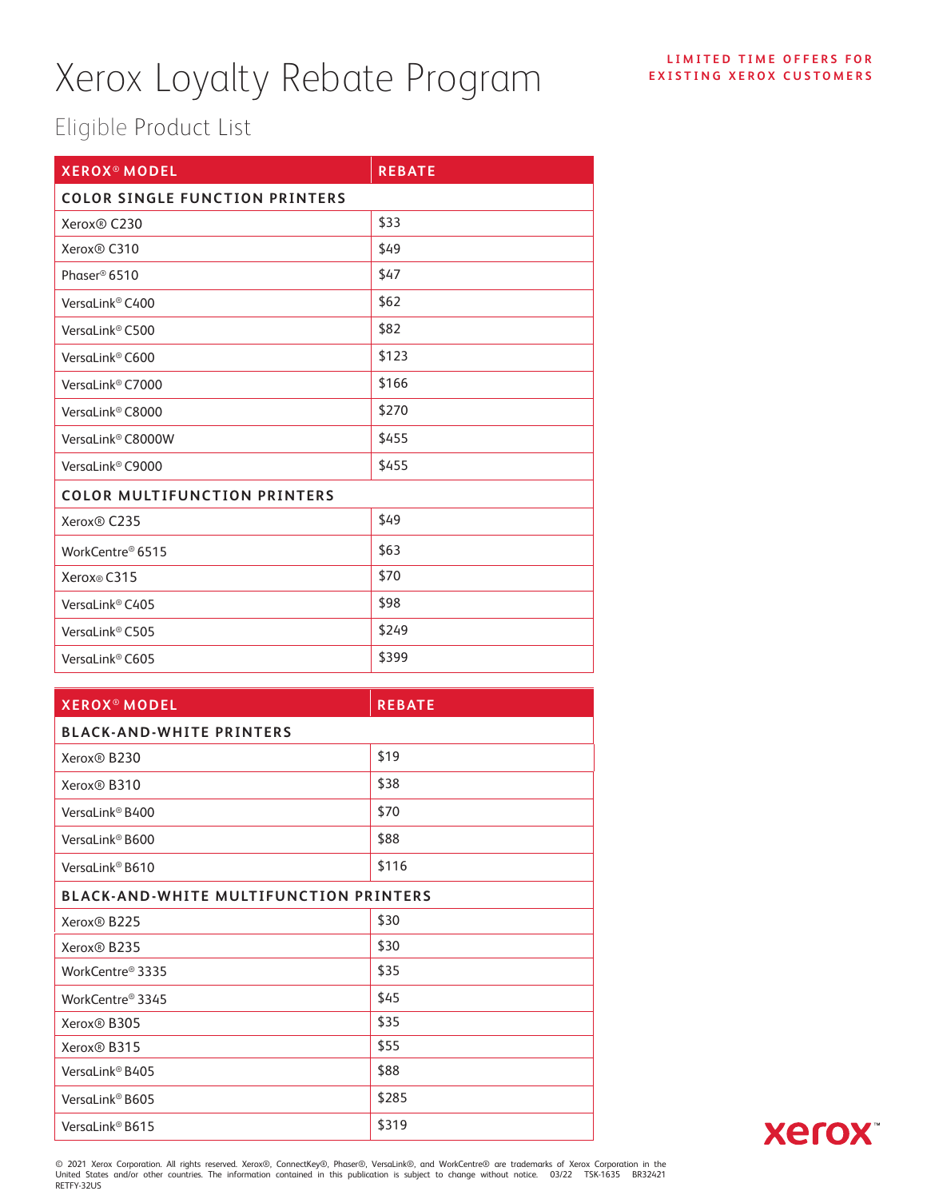# Xerox Loyalty Rebate Program

LIMITED TIME OFFERS FOR EXISTING XEROX CUSTOMERS

## Eligible Product List

| XEROX® MODEL | REBATE |
|---|---|
| **COLOR SINGLE FUNCTION PRINTERS** | |
| Xerox® C230 | $33 |
| Xerox® C310 | $49 |
| Phaser® 6510 | $47 |
| VersaLink® C400 | $62 |
| VersaLink® C500 | $82 |
| VersaLink® C600 | $123 |
| VersaLink® C7000 | $166 |
| VersaLink® C8000 | $270 |
| VersaLink® C8000W | $455 |
| VersaLink® C9000 | $455 |
| **COLOR MULTIFUNCTION PRINTERS** | |
| Xerox® C235 | $49 |
| WorkCentre® 6515 | $63 |
| Xerox® C315 | $70 |
| VersaLink® C405 | $98 |
| VersaLink® C505 | $249 |
| VersaLink® C605 | $399 |

| XEROX® MODEL | REBATE |
|---|---|
| **BLACK-AND-WHITE PRINTERS** | |
| Xerox® B230 | $19 |
| Xerox® B310 | $38 |
| VersaLink® B400 | $70 |
| VersaLink® B600 | $88 |
| VersaLink® B610 | $116 |
| **BLACK-AND-WHITE MULTIFUNCTION PRINTERS** | |
| Xerox® B225 | $30 |
| Xerox® B235 | $30 |
| WorkCentre® 3335 | $35 |
| WorkCentre® 3345 | $45 |
| Xerox® B305 | $35 |
| Xerox® B315 | $55 |
| VersaLink® B405 | $88 |
| VersaLink® B605 | $285 |
| VersaLink® B615 | $319 |

© 2021 Xerox Corporation. All rights reserved. Xerox®, ConnectKey®, Phaser®, VersaLink®, and WorkCentre® are trademarks of Xerox Corporation in the United States and/or other countries. The information contained in this publication is subject to change without notice. 03/22 TSK-1635 BR32421 RETFY-32US